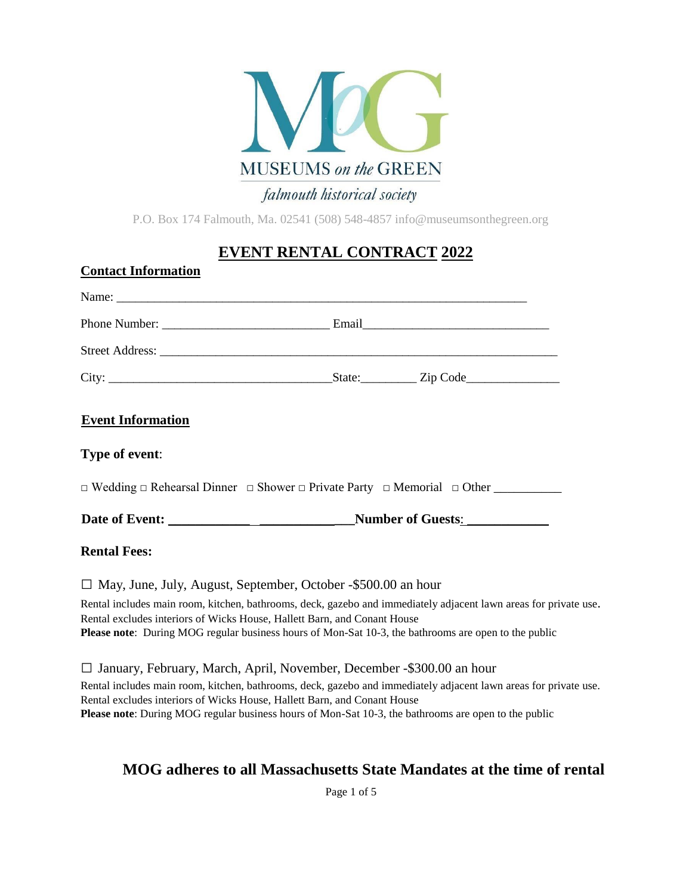MUSEUMS *on the* GREEN

*falmouth historical society*

P.O. Box 174 Falmouth, Ma. 02541 (508) 548-4857 info@museumsonthegreen.org

# EVENT RENTAL CONTRACT 2022

## Contact Information

Name: ___________________________________________________________________

Phone Number: __________________________ Email_____________________________

Street Address: ______________________________________________________________

City: ___________________________________State:_________ Zip Code_______________

## Event Information

**Type of event**:

□ Wedding □ Rehearsal Dinner □ Shower □ Private Party □ Memorial □ Other ___________

**Date of Event: ____________ _____________Number of Guests: ____________**

**Rental Fees:**

☐ May, June, July, August, September, October -$500.00 an hour

Rental includes main room, kitchen, bathrooms, deck, gazebo and immediately adjacent lawn areas for private use.
Rental excludes interiors of Wicks House, Hallett Barn, and Conant House
**Please note**: During MOG regular business hours of Mon-Sat 10-3, the bathrooms are open to the public

☐ January, February, March, April, November, December -$300.00 an hour

Rental includes main room, kitchen, bathrooms, deck, gazebo and immediately adjacent lawn areas for private use.
Rental excludes interiors of Wicks House, Hallett Barn, and Conant House
**Please note**: During MOG regular business hours of Mon-Sat 10-3, the bathrooms are open to the public

**MOG adheres to all Massachusetts State Mandates at the time of rental**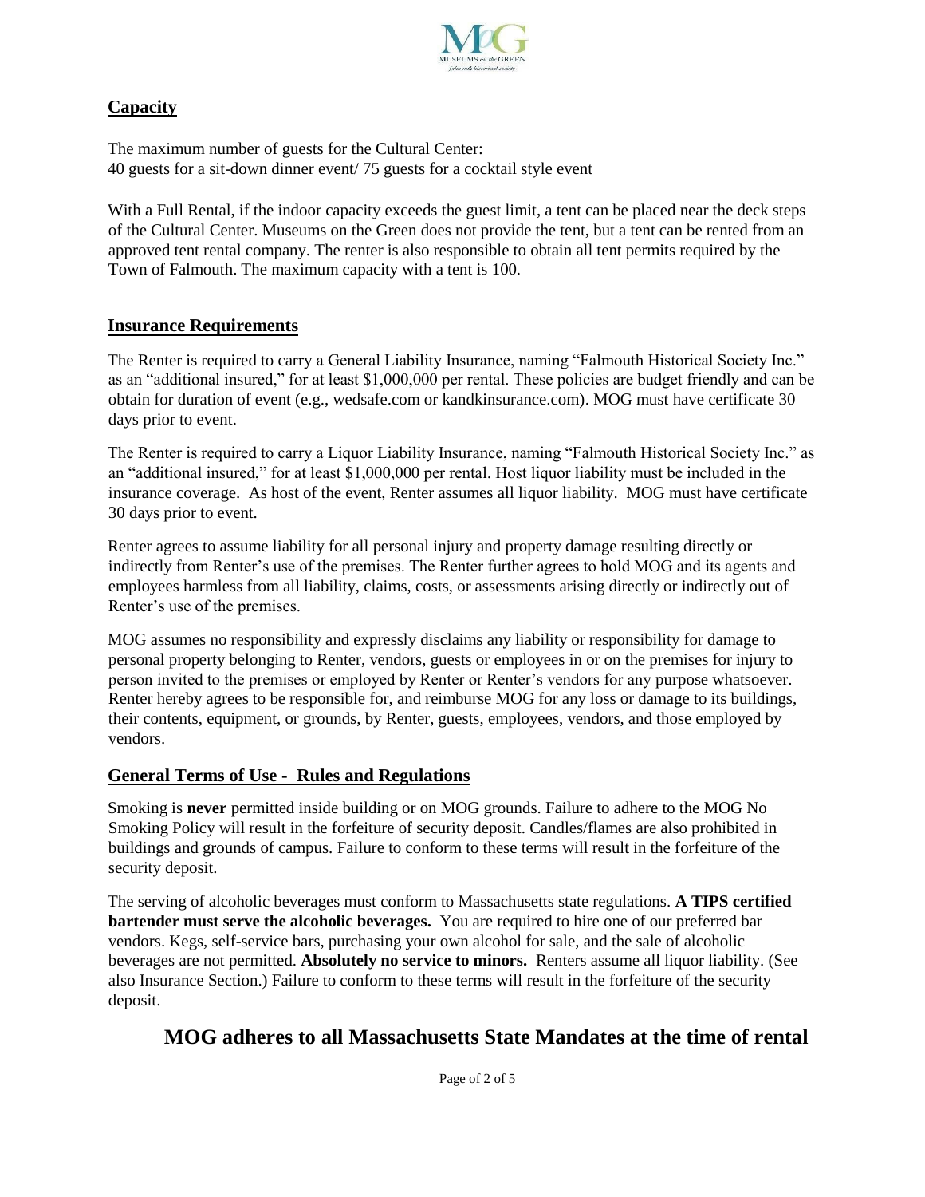## Capacity

The maximum number of guests for the Cultural Center:
40 guests for a sit-down dinner event/ 75 guests for a cocktail style event

With a Full Rental, if the indoor capacity exceeds the guest limit, a tent can be placed near the deck steps of the Cultural Center. Museums on the Green does not provide the tent, but a tent can be rented from an approved tent rental company. The renter is also responsible to obtain all tent permits required by the Town of Falmouth. The maximum capacity with a tent is 100.

## Insurance Requirements

The Renter is required to carry a General Liability Insurance, naming "Falmouth Historical Society Inc." as an "additional insured," for at least $1,000,000 per rental. These policies are budget friendly and can be obtain for duration of event (e.g., wedsafe.com or kandkinsurance.com). MOG must have certificate 30 days prior to event.

The Renter is required to carry a Liquor Liability Insurance, naming "Falmouth Historical Society Inc." as an "additional insured," for at least $1,000,000 per rental. Host liquor liability must be included in the insurance coverage. As host of the event, Renter assumes all liquor liability. MOG must have certificate 30 days prior to event.

Renter agrees to assume liability for all personal injury and property damage resulting directly or indirectly from Renter's use of the premises. The Renter further agrees to hold MOG and its agents and employees harmless from all liability, claims, costs, or assessments arising directly or indirectly out of Renter's use of the premises.

MOG assumes no responsibility and expressly disclaims any liability or responsibility for damage to personal property belonging to Renter, vendors, guests or employees in or on the premises for injury to person invited to the premises or employed by Renter or Renter's vendors for any purpose whatsoever. Renter hereby agrees to be responsible for, and reimburse MOG for any loss or damage to its buildings, their contents, equipment, or grounds, by Renter, guests, employees, vendors, and those employed by vendors.

## General Terms of Use - Rules and Regulations

Smoking is **never** permitted inside building or on MOG grounds. Failure to adhere to the MOG No Smoking Policy will result in the forfeiture of security deposit. Candles/flames are also prohibited in buildings and grounds of campus. Failure to conform to these terms will result in the forfeiture of the security deposit.

The serving of alcoholic beverages must conform to Massachusetts state regulations. **A TIPS certified bartender must serve the alcoholic beverages.** You are required to hire one of our preferred bar vendors. Kegs, self-service bars, purchasing your own alcohol for sale, and the sale of alcoholic beverages are not permitted. **Absolutely no service to minors.** Renters assume all liquor liability. (See also Insurance Section.) Failure to conform to these terms will result in the forfeiture of the security deposit.

**MOG adheres to all Massachusetts State Mandates at the time of rental**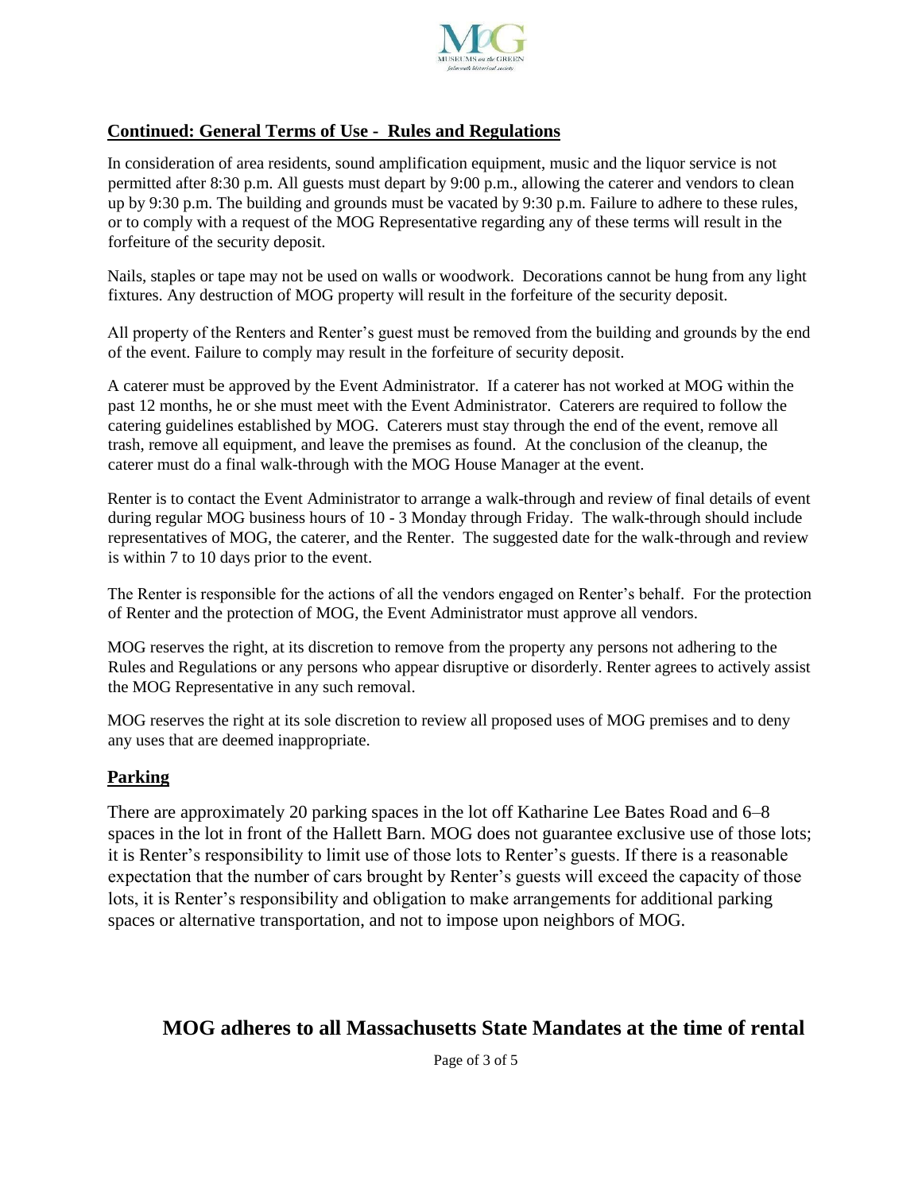## Continued: General Terms of Use - Rules and Regulations

In consideration of area residents, sound amplification equipment, music and the liquor service is not permitted after 8:30 p.m. All guests must depart by 9:00 p.m., allowing the caterer and vendors to clean up by 9:30 p.m. The building and grounds must be vacated by 9:30 p.m. Failure to adhere to these rules, or to comply with a request of the MOG Representative regarding any of these terms will result in the forfeiture of the security deposit.

Nails, staples or tape may not be used on walls or woodwork. Decorations cannot be hung from any light fixtures. Any destruction of MOG property will result in the forfeiture of the security deposit.

All property of the Renters and Renter's guest must be removed from the building and grounds by the end of the event. Failure to comply may result in the forfeiture of security deposit.

A caterer must be approved by the Event Administrator. If a caterer has not worked at MOG within the past 12 months, he or she must meet with the Event Administrator. Caterers are required to follow the catering guidelines established by MOG. Caterers must stay through the end of the event, remove all trash, remove all equipment, and leave the premises as found. At the conclusion of the cleanup, the caterer must do a final walk-through with the MOG House Manager at the event.

Renter is to contact the Event Administrator to arrange a walk-through and review of final details of event during regular MOG business hours of 10 - 3 Monday through Friday. The walk-through should include representatives of MOG, the caterer, and the Renter. The suggested date for the walk-through and review is within 7 to 10 days prior to the event.

The Renter is responsible for the actions of all the vendors engaged on Renter's behalf. For the protection of Renter and the protection of MOG, the Event Administrator must approve all vendors.

MOG reserves the right, at its discretion to remove from the property any persons not adhering to the Rules and Regulations or any persons who appear disruptive or disorderly. Renter agrees to actively assist the MOG Representative in any such removal.

MOG reserves the right at its sole discretion to review all proposed uses of MOG premises and to deny any uses that are deemed inappropriate.

## Parking

There are approximately 20 parking spaces in the lot off Katharine Lee Bates Road and 6–8 spaces in the lot in front of the Hallett Barn. MOG does not guarantee exclusive use of those lots; it is Renter's responsibility to limit use of those lots to Renter's guests. If there is a reasonable expectation that the number of cars brought by Renter's guests will exceed the capacity of those lots, it is Renter's responsibility and obligation to make arrangements for additional parking spaces or alternative transportation, and not to impose upon neighbors of MOG.

**MOG adheres to all Massachusetts State Mandates at the time of rental**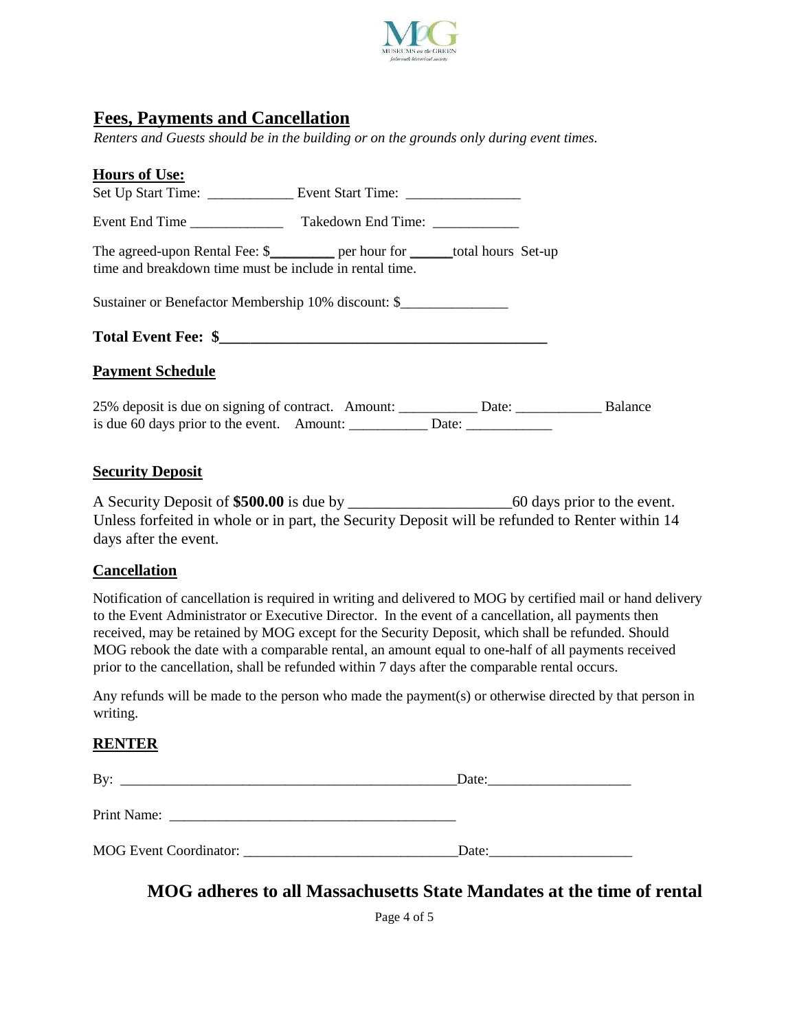## Fees, Payments and Cancellation

*Renters and Guests should be in the building or on the grounds only during event times.*

**Hours of Use:**

Set Up Start Time: ____________ Event Start Time: ________________

Event End Time _____________ Takedown End Time: ____________

The agreed-upon Rental Fee: $_________ per hour for ______total hours Set-up time and breakdown time must be include in rental time.

Sustainer or Benefactor Membership 10% discount: $_______________

**Total Event Fee: $____________________________________________**

**Payment Schedule**

25% deposit is due on signing of contract. Amount: ___________ Date: ____________ Balance is due 60 days prior to the event. Amount: ___________ Date: ____________

**Security Deposit**

A Security Deposit of **$500.00** is due by _____________________60 days prior to the event. Unless forfeited in whole or in part, the Security Deposit will be refunded to Renter within 14 days after the event.

**Cancellation**

Notification of cancellation is required in writing and delivered to MOG by certified mail or hand delivery to the Event Administrator or Executive Director. In the event of a cancellation, all payments then received, may be retained by MOG except for the Security Deposit, which shall be refunded. Should MOG rebook the date with a comparable rental, an amount equal to one-half of all payments received prior to the cancellation, shall be refunded within 7 days after the comparable rental occurs.

Any refunds will be made to the person who made the payment(s) or otherwise directed by that person in writing.

**RENTER**

By: _________________________________________________Date:____________________

Print Name: __________________________________________

MOG Event Coordinator: ______________________________Date:____________________

**MOG adheres to all Massachusetts State Mandates at the time of rental**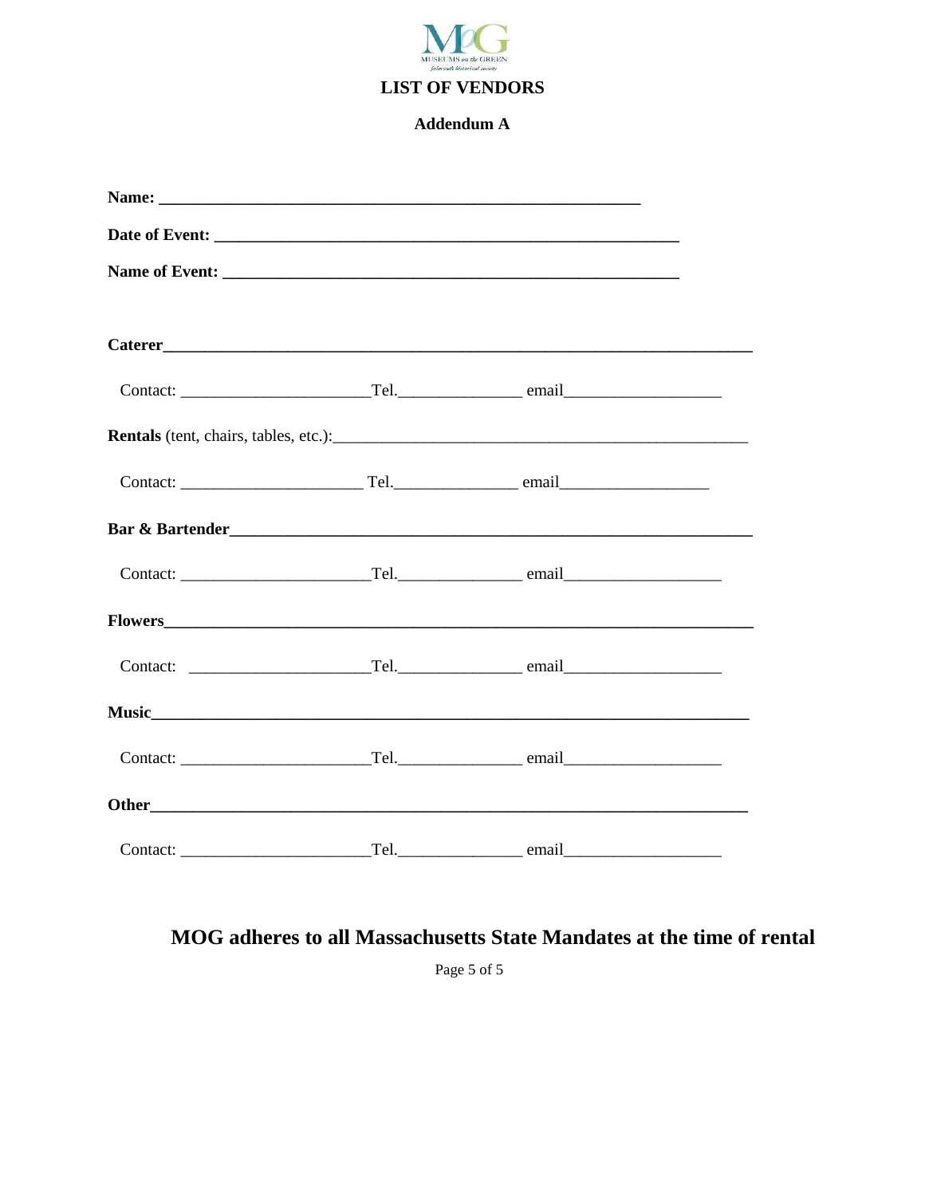MOG
MUSEUMS on the GREEN
falmouth historical society

# LIST OF VENDORS

**Addendum A**

**Name: ___________________________________________________________**

**Date of Event: _______________________________________________________**

**Name of Event: ______________________________________________________**

**Caterer**_________________________________________________________________________

Contact: ______________________Tel._______________ email___________________

**Rentals** (tent, chairs, tables, etc.):_____________________________________________________

Contact: ______________________ Tel._______________ email__________________

**Bar & Bartender**________________________________________________________________

Contact: ______________________Tel._______________ email___________________

**Flowers**_________________________________________________________________________

Contact: ______________________Tel._______________ email___________________

**Music**__________________________________________________________________________

Contact: ______________________Tel._______________ email___________________

**Other**__________________________________________________________________________

Contact: ______________________Tel._______________ email___________________

**MOG adheres to all Massachusetts State Mandates at the time of rental**